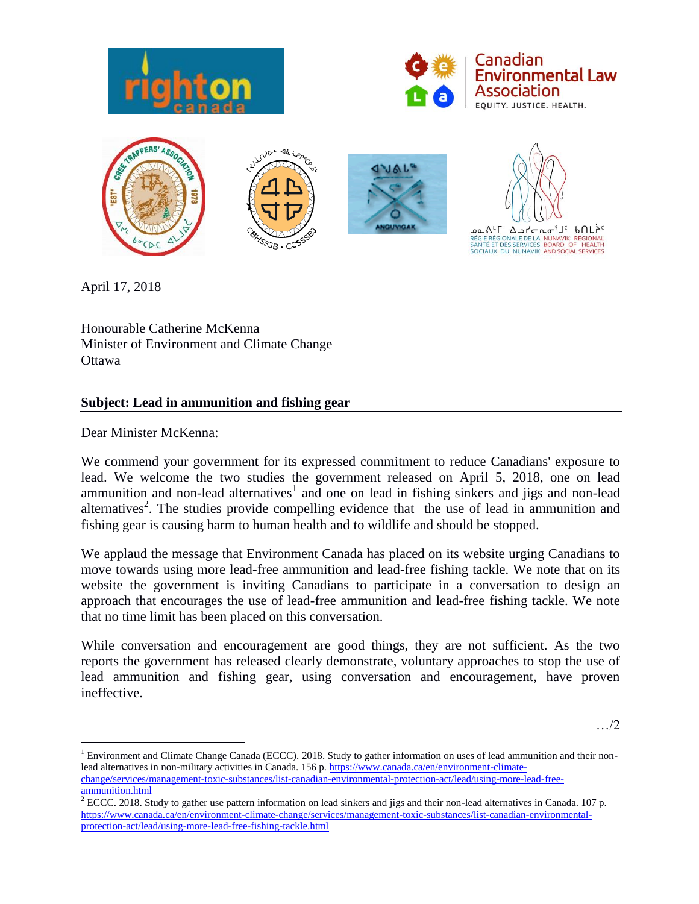April 17, 2018

Honourable Catherine McKenna
Minister of Environment and Climate Change
Ottawa

**Subject: Lead in ammunition and fishing gear**

Dear Minister McKenna:

We commend your government for its expressed commitment to reduce Canadians' exposure to lead. We welcome the two studies the government released on April 5, 2018, one on lead ammunition and non-lead alternatives[1] and one on lead in fishing sinkers and jigs and non-lead alternatives[2]. The studies provide compelling evidence that the use of lead in ammunition and fishing gear is causing harm to human health and to wildlife and should be stopped.

We applaud the message that Environment Canada has placed on its website urging Canadians to move towards using more lead-free ammunition and lead-free fishing tackle. We note that on its website the government is inviting Canadians to participate in a conversation to design an approach that encourages the use of lead-free ammunition and lead-free fishing tackle. We note that no time limit has been placed on this conversation.

While conversation and encouragement are good things, they are not sufficient. As the two reports the government has released clearly demonstrate, voluntary approaches to stop the use of lead ammunition and fishing gear, using conversation and encouragement, have proven ineffective.

…/2

---

[1] Environment and Climate Change Canada (ECCC). 2018. Study to gather information on uses of lead ammunition and their non-lead alternatives in non-military activities in Canada. 156 p. https://www.canada.ca/en/environment-climate-change/services/management-toxic-substances/list-canadian-environmental-protection-act/lead/using-more-lead-free-ammunition.html

[2] ECCC. 2018. Study to gather use pattern information on lead sinkers and jigs and their non-lead alternatives in Canada. 107 p. https://www.canada.ca/en/environment-climate-change/services/management-toxic-substances/list-canadian-environmental-protection-act/lead/using-more-lead-free-fishing-tackle.html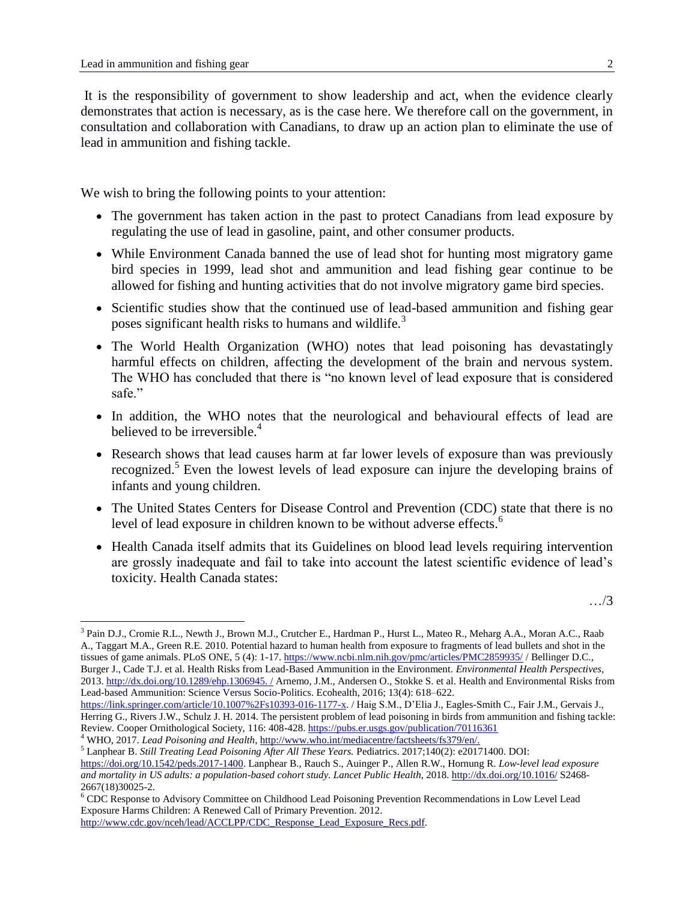It is the responsibility of government to show leadership and act, when the evidence clearly demonstrates that action is necessary, as is the case here. We therefore call on the government, in consultation and collaboration with Canadians, to draw up an action plan to eliminate the use of lead in ammunition and fishing tackle.

We wish to bring the following points to your attention:

- The government has taken action in the past to protect Canadians from lead exposure by regulating the use of lead in gasoline, paint, and other consumer products.
- While Environment Canada banned the use of lead shot for hunting most migratory game bird species in 1999, lead shot and ammunition and lead fishing gear continue to be allowed for fishing and hunting activities that do not involve migratory game bird species.
- Scientific studies show that the continued use of lead-based ammunition and fishing gear poses significant health risks to humans and wildlife.[3]
- The World Health Organization (WHO) notes that lead poisoning has devastatingly harmful effects on children, affecting the development of the brain and nervous system. The WHO has concluded that there is "no known level of lead exposure that is considered safe."
- In addition, the WHO notes that the neurological and behavioural effects of lead are believed to be irreversible.[4]
- Research shows that lead causes harm at far lower levels of exposure than was previously recognized.[5] Even the lowest levels of lead exposure can injure the developing brains of infants and young children.
- The United States Centers for Disease Control and Prevention (CDC) state that there is no level of lead exposure in children known to be without adverse effects.[6]
- Health Canada itself admits that its Guidelines on blood lead levels requiring intervention are grossly inadequate and fail to take into account the latest scientific evidence of lead's toxicity. Health Canada states:

…/3

---

[3] Pain D.J., Cromie R.L., Newth J., Brown M.J., Crutcher E., Hardman P., Hurst L., Mateo R., Meharg A.A., Moran A.C., Raab A., Taggart M.A., Green R.E. 2010. Potential hazard to human health from exposure to fragments of lead bullets and shot in the tissues of game animals. PLoS ONE, 5 (4): 1-17. https://www.ncbi.nlm.nih.gov/pmc/articles/PMC2859935/ / Bellinger D.C., Burger J., Cade T.J. et al. Health Risks from Lead-Based Ammunition in the Environment. *Environmental Health Perspectives*, 2013. http://dx.doi.org/10.1289/ehp.1306945. / Arnemo, J.M., Andersen O., Stokke S. et al. Health and Environmental Risks from Lead-based Ammunition: Science Versus Socio-Politics. Ecohealth, 2016; 13(4): 618–622. https://link.springer.com/article/10.1007%2Fs10393-016-1177-x. / Haig S.M., D'Elia J., Eagles-Smith C., Fair J.M., Gervais J., Herring G., Rivers J.W., Schulz J. H. 2014. The persistent problem of lead poisoning in birds from ammunition and fishing tackle: Review. Cooper Ornithological Society, 116: 408-428. https://pubs.er.usgs.gov/publication/70116361

[4] WHO, 2017. *Lead Poisoning and Health*, http://www.who.int/mediacentre/factsheets/fs379/en/.

[5] Lanphear B. *Still Treating Lead Poisoning After All These Years.* Pediatrics. 2017;140(2): e20171400. DOI: https://doi.org/10.1542/peds.2017-1400. Lanphear B., Rauch S., Auinger P., Allen R.W., Hornung R. *Low-level lead exposure and mortality in US adults: a population-based cohort study. Lancet Public Health*, 2018. http://dx.doi.org/10.1016/ S2468-2667(18)30025-2.

[6] CDC Response to Advisory Committee on Childhood Lead Poisoning Prevention Recommendations in Low Level Lead Exposure Harms Children: A Renewed Call of Primary Prevention. 2012. http://www.cdc.gov/nceh/lead/ACCLPP/CDC_Response_Lead_Exposure_Recs.pdf.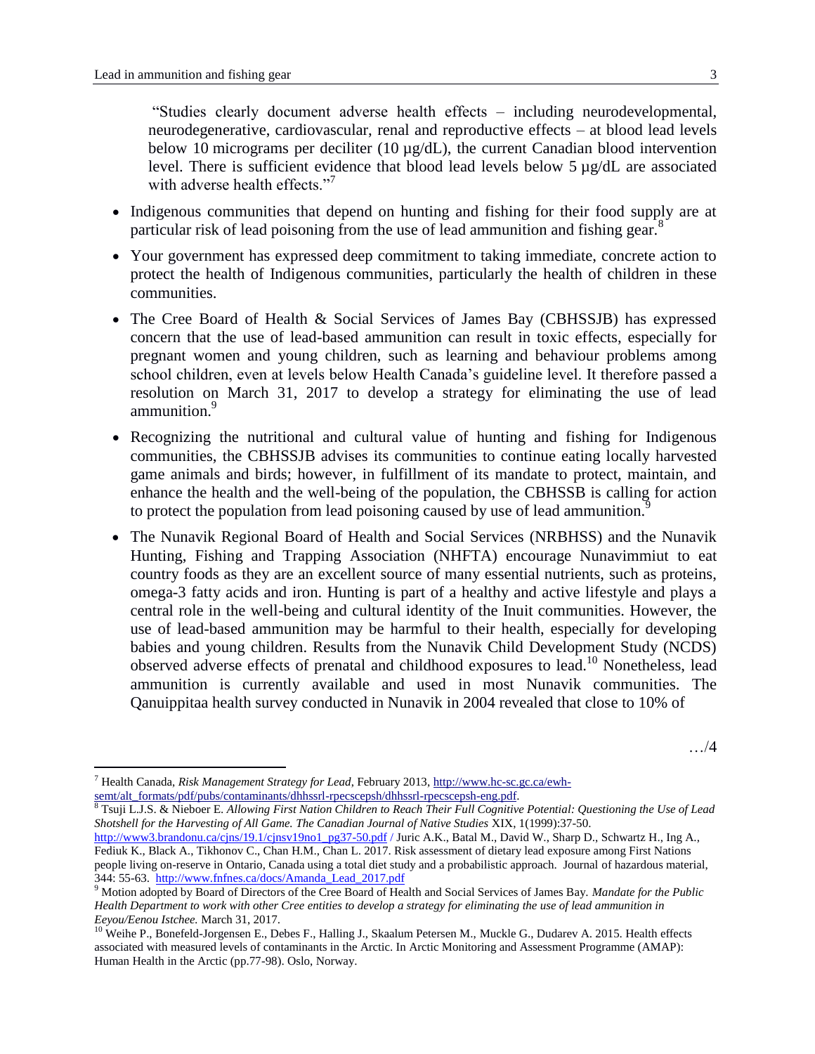"Studies clearly document adverse health effects – including neurodevelopmental, neurodegenerative, cardiovascular, renal and reproductive effects – at blood lead levels below 10 micrograms per deciliter (10 µg/dL), the current Canadian blood intervention level. There is sufficient evidence that blood lead levels below 5 µg/dL are associated with adverse health effects."[7]

- Indigenous communities that depend on hunting and fishing for their food supply are at particular risk of lead poisoning from the use of lead ammunition and fishing gear.[8]
- Your government has expressed deep commitment to taking immediate, concrete action to protect the health of Indigenous communities, particularly the health of children in these communities.
- The Cree Board of Health & Social Services of James Bay (CBHSSJB) has expressed concern that the use of lead-based ammunition can result in toxic effects, especially for pregnant women and young children, such as learning and behaviour problems among school children, even at levels below Health Canada's guideline level. It therefore passed a resolution on March 31, 2017 to develop a strategy for eliminating the use of lead ammunition.[9]
- Recognizing the nutritional and cultural value of hunting and fishing for Indigenous communities, the CBHSSJB advises its communities to continue eating locally harvested game animals and birds; however, in fulfillment of its mandate to protect, maintain, and enhance the health and the well-being of the population, the CBHSSB is calling for action to protect the population from lead poisoning caused by use of lead ammunition.[9]
- The Nunavik Regional Board of Health and Social Services (NRBHSS) and the Nunavik Hunting, Fishing and Trapping Association (NHFTA) encourage Nunavimmiut to eat country foods as they are an excellent source of many essential nutrients, such as proteins, omega-3 fatty acids and iron. Hunting is part of a healthy and active lifestyle and plays a central role in the well-being and cultural identity of the Inuit communities. However, the use of lead-based ammunition may be harmful to their health, especially for developing babies and young children. Results from the Nunavik Child Development Study (NCDS) observed adverse effects of prenatal and childhood exposures to lead.[10] Nonetheless, lead ammunition is currently available and used in most Nunavik communities. The Qanuippitaa health survey conducted in Nunavik in 2004 revealed that close to 10% of

…/4

---

[7] Health Canada, *Risk Management Strategy for Lead*, February 2013, http://www.hc-sc.gc.ca/ewh-semt/alt_formats/pdf/pubs/contaminants/dhhssrl-rpecscepsh/dhhssrl-rpecscepsh-eng.pdf.

[8] Tsuji L.J.S. & Nieboer E. *Allowing First Nation Children to Reach Their Full Cognitive Potential: Questioning the Use of Lead Shotshell for the Harvesting of All Game. The Canadian Journal of Native Studies* XIX, 1(1999):37-50. http://www3.brandonu.ca/cjns/19.1/cjnsv19no1_pg37-50.pdf / Juric A.K., Batal M., David W., Sharp D., Schwartz H., Ing A., Fediuk K., Black A., Tikhonov C., Chan H.M., Chan L. 2017. Risk assessment of dietary lead exposure among First Nations people living on-reserve in Ontario, Canada using a total diet study and a probabilistic approach. Journal of hazardous material, 344: 55-63. http://www.fnfnes.ca/docs/Amanda_Lead_2017.pdf

[9] Motion adopted by Board of Directors of the Cree Board of Health and Social Services of James Bay. *Mandate for the Public Health Department to work with other Cree entities to develop a strategy for eliminating the use of lead ammunition in Eeyou/Eenou Istchee.* March 31, 2017.

[10] Weihe P., Bonefeld-Jorgensen E., Debes F., Halling J., Skaalum Petersen M., Muckle G., Dudarev A. 2015. Health effects associated with measured levels of contaminants in the Arctic. In Arctic Monitoring and Assessment Programme (AMAP): Human Health in the Arctic (pp.77-98). Oslo, Norway.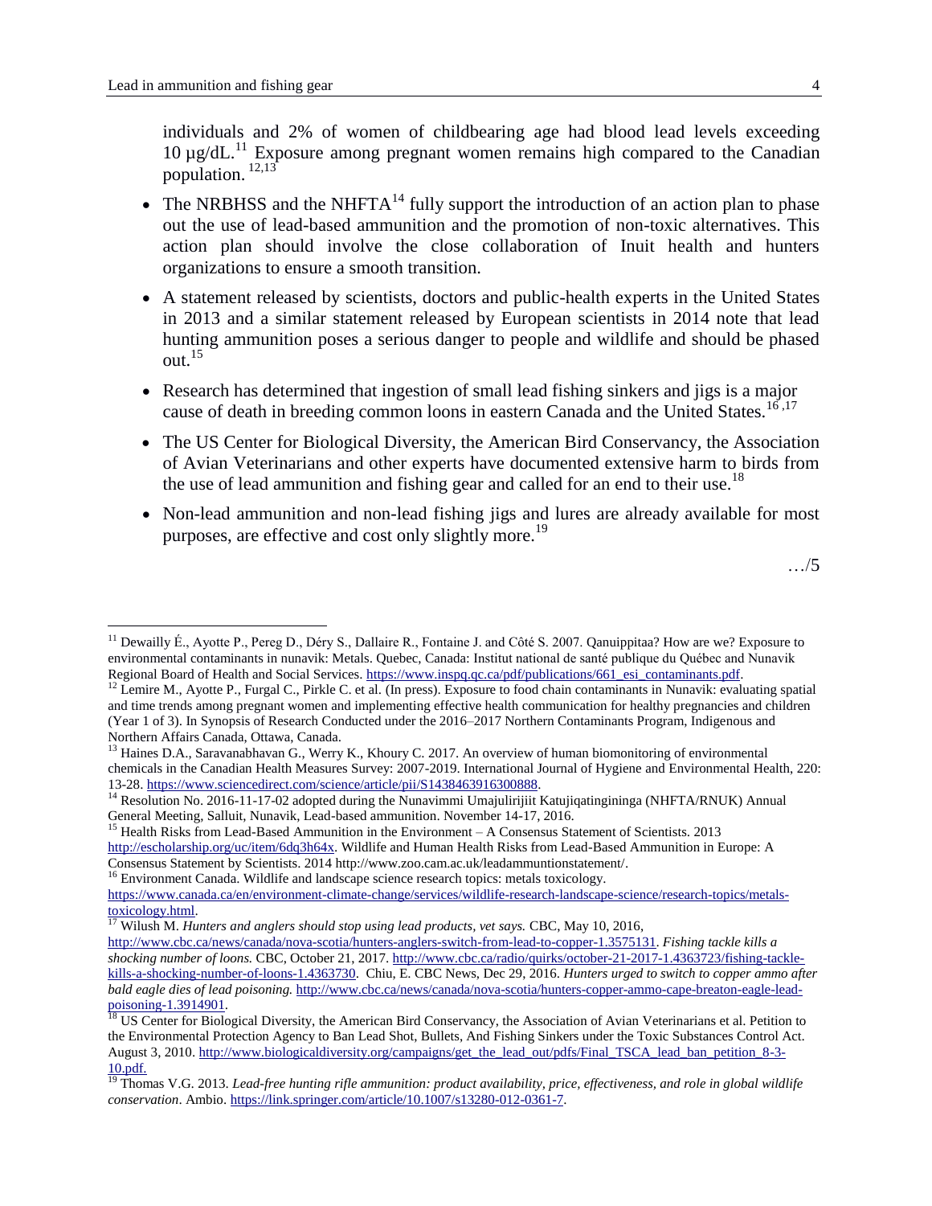individuals and 2% of women of childbearing age had blood lead levels exceeding 10 µg/dL.[11] Exposure among pregnant women remains high compared to the Canadian population. [12,13]

- The NRBHSS and the NHFTA[14] fully support the introduction of an action plan to phase out the use of lead-based ammunition and the promotion of non-toxic alternatives. This action plan should involve the close collaboration of Inuit health and hunters organizations to ensure a smooth transition.
- A statement released by scientists, doctors and public-health experts in the United States in 2013 and a similar statement released by European scientists in 2014 note that lead hunting ammunition poses a serious danger to people and wildlife and should be phased out.[15]
- Research has determined that ingestion of small lead fishing sinkers and jigs is a major cause of death in breeding common loons in eastern Canada and the United States.[16,17]
- The US Center for Biological Diversity, the American Bird Conservancy, the Association of Avian Veterinarians and other experts have documented extensive harm to birds from the use of lead ammunition and fishing gear and called for an end to their use.[18]
- Non-lead ammunition and non-lead fishing jigs and lures are already available for most purposes, are effective and cost only slightly more.[19]

…/5

---

[11] Dewailly É., Ayotte P., Pereg D., Déry S., Dallaire R., Fontaine J. and Côté S. 2007. Qanuippitaa? How are we? Exposure to environmental contaminants in nunavik: Metals. Quebec, Canada: Institut national de santé publique du Québec and Nunavik Regional Board of Health and Social Services. https://www.inspq.qc.ca/pdf/publications/661_esi_contaminants.pdf.

[12] Lemire M., Ayotte P., Furgal C., Pirkle C. et al. (In press). Exposure to food chain contaminants in Nunavik: evaluating spatial and time trends among pregnant women and implementing effective health communication for healthy pregnancies and children (Year 1 of 3). In Synopsis of Research Conducted under the 2016–2017 Northern Contaminants Program, Indigenous and Northern Affairs Canada, Ottawa, Canada.

[13] Haines D.A., Saravanabhavan G., Werry K., Khoury C. 2017. An overview of human biomonitoring of environmental chemicals in the Canadian Health Measures Survey: 2007-2019. International Journal of Hygiene and Environmental Health, 220: 13-28. https://www.sciencedirect.com/science/article/pii/S1438463916300888.

[14] Resolution No. 2016-11-17-02 adopted during the Nunavimmi Umajulirijiit Katujiqatinginninga (NHFTA/RNUK) Annual General Meeting, Salluit, Nunavik, Lead-based ammunition. November 14-17, 2016.

[15] Health Risks from Lead-Based Ammunition in the Environment – A Consensus Statement of Scientists. 2013 http://escholarship.org/uc/item/6dq3h64x. Wildlife and Human Health Risks from Lead-Based Ammunition in Europe: A Consensus Statement by Scientists. 2014 http://www.zoo.cam.ac.uk/leadammuntionstatement/.

[16] Environment Canada. Wildlife and landscape science research topics: metals toxicology. https://www.canada.ca/en/environment-climate-change/services/wildlife-research-landscape-science/research-topics/metals-toxicology.html.

[17] Wilush M. *Hunters and anglers should stop using lead products, vet says.* CBC, May 10, 2016, http://www.cbc.ca/news/canada/nova-scotia/hunters-anglers-switch-from-lead-to-copper-1.3575131. *Fishing tackle kills a shocking number of loons.* CBC, October 21, 2017. http://www.cbc.ca/radio/quirks/october-21-2017-1.4363723/fishing-tackle-kills-a-shocking-number-of-loons-1.4363730. Chiu, E. CBC News, Dec 29, 2016. *Hunters urged to switch to copper ammo after bald eagle dies of lead poisoning.* http://www.cbc.ca/news/canada/nova-scotia/hunters-copper-ammo-cape-breaton-eagle-lead-poisoning-1.3914901.

[18] US Center for Biological Diversity, the American Bird Conservancy, the Association of Avian Veterinarians et al. Petition to the Environmental Protection Agency to Ban Lead Shot, Bullets, And Fishing Sinkers under the Toxic Substances Control Act. August 3, 2010. http://www.biologicaldiversity.org/campaigns/get_the_lead_out/pdfs/Final_TSCA_lead_ban_petition_8-3-10.pdf.

[19] Thomas V.G. 2013. *Lead-free hunting rifle ammunition: product availability, price, effectiveness, and role in global wildlife conservation*. Ambio. https://link.springer.com/article/10.1007/s13280-012-0361-7.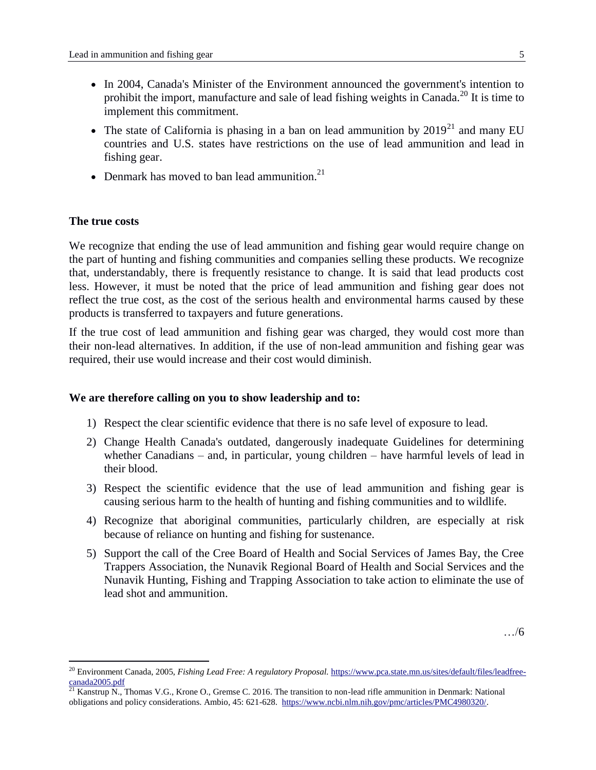- In 2004, Canada's Minister of the Environment announced the government's intention to prohibit the import, manufacture and sale of lead fishing weights in Canada.[20] It is time to implement this commitment.
- The state of California is phasing in a ban on lead ammunition by 2019[21] and many EU countries and U.S. states have restrictions on the use of lead ammunition and lead in fishing gear.
- Denmark has moved to ban lead ammunition.[21]

## The true costs

We recognize that ending the use of lead ammunition and fishing gear would require change on the part of hunting and fishing communities and companies selling these products. We recognize that, understandably, there is frequently resistance to change. It is said that lead products cost less. However, it must be noted that the price of lead ammunition and fishing gear does not reflect the true cost, as the cost of the serious health and environmental harms caused by these products is transferred to taxpayers and future generations.

If the true cost of lead ammunition and fishing gear was charged, they would cost more than their non-lead alternatives. In addition, if the use of non-lead ammunition and fishing gear was required, their use would increase and their cost would diminish.

**We are therefore calling on you to show leadership and to:**

1) Respect the clear scientific evidence that there is no safe level of exposure to lead.
2) Change Health Canada's outdated, dangerously inadequate Guidelines for determining whether Canadians – and, in particular, young children – have harmful levels of lead in their blood.
3) Respect the scientific evidence that the use of lead ammunition and fishing gear is causing serious harm to the health of hunting and fishing communities and to wildlife.
4) Recognize that aboriginal communities, particularly children, are especially at risk because of reliance on hunting and fishing for sustenance.
5) Support the call of the Cree Board of Health and Social Services of James Bay, the Cree Trappers Association, the Nunavik Regional Board of Health and Social Services and the Nunavik Hunting, Fishing and Trapping Association to take action to eliminate the use of lead shot and ammunition.

…/6

---

[20] Environment Canada, 2005, *Fishing Lead Free: A regulatory Proposal.* https://www.pca.state.mn.us/sites/default/files/leadfree-canada2005.pdf

[21] Kanstrup N., Thomas V.G., Krone O., Gremse C. 2016. The transition to non-lead rifle ammunition in Denmark: National obligations and policy considerations. Ambio, 45: 621-628. https://www.ncbi.nlm.nih.gov/pmc/articles/PMC4980320/.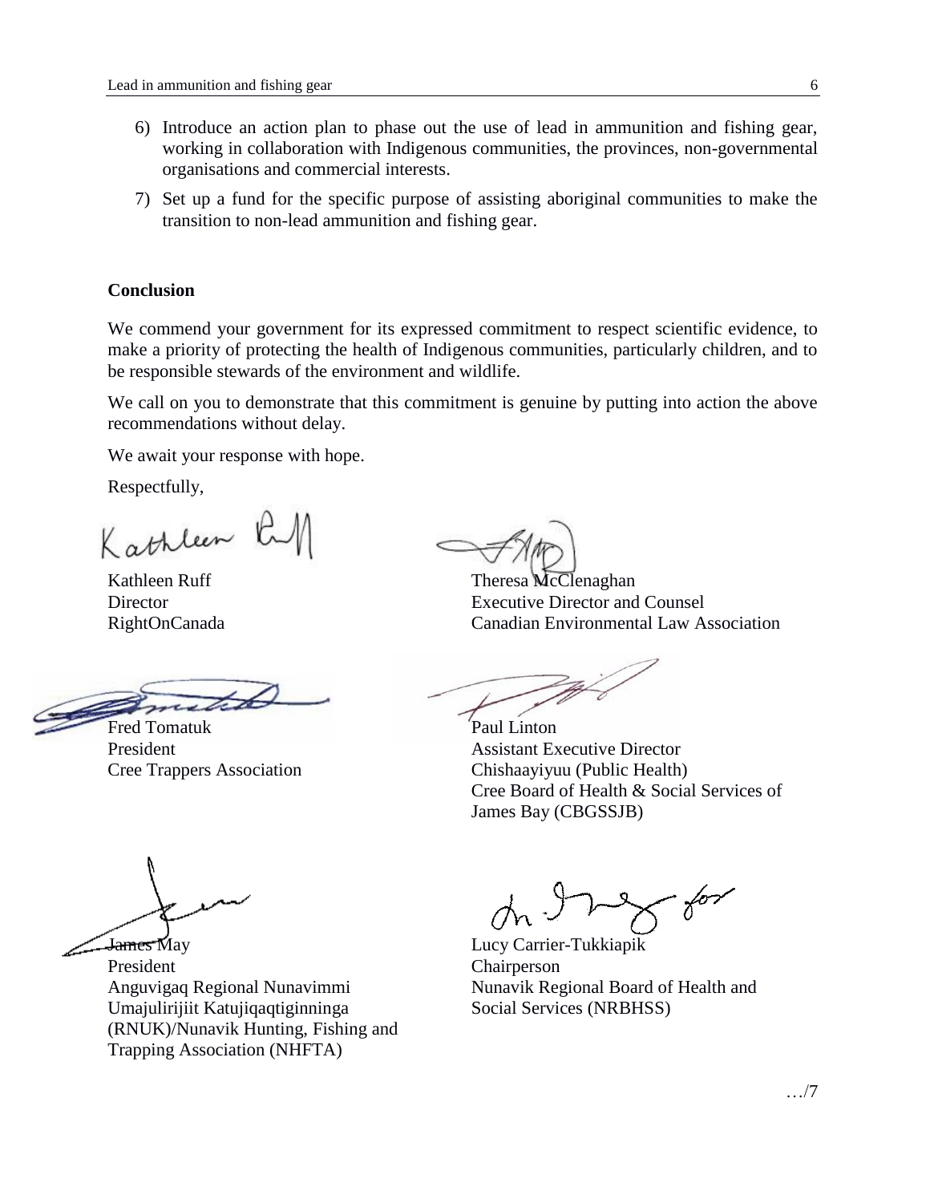6) Introduce an action plan to phase out the use of lead in ammunition and fishing gear, working in collaboration with Indigenous communities, the provinces, non-governmental organisations and commercial interests.
7) Set up a fund for the specific purpose of assisting aboriginal communities to make the transition to non-lead ammunition and fishing gear.

**Conclusion**

We commend your government for its expressed commitment to respect scientific evidence, to make a priority of protecting the health of Indigenous communities, particularly children, and to be responsible stewards of the environment and wildlife.

We call on you to demonstrate that this commitment is genuine by putting into action the above recommendations without delay.

We await your response with hope.

Respectfully,

Kathleen Ruff
Director
RightOnCanada

Theresa McClenaghan
Executive Director and Counsel
Canadian Environmental Law Association

Fred Tomatuk
President
Cree Trappers Association

Paul Linton
Assistant Executive Director
Chishaayiyuu (Public Health)
Cree Board of Health & Social Services of James Bay (CBGSSJB)

James May
President
Anguvigaq Regional Nunavimmi Umajulirijiit Katujiqaqtiginninga (RNUK)/Nunavik Hunting, Fishing and Trapping Association (NHFTA)

Lucy Carrier-Tukkiapik
Chairperson
Nunavik Regional Board of Health and Social Services (NRBHSS)

…/7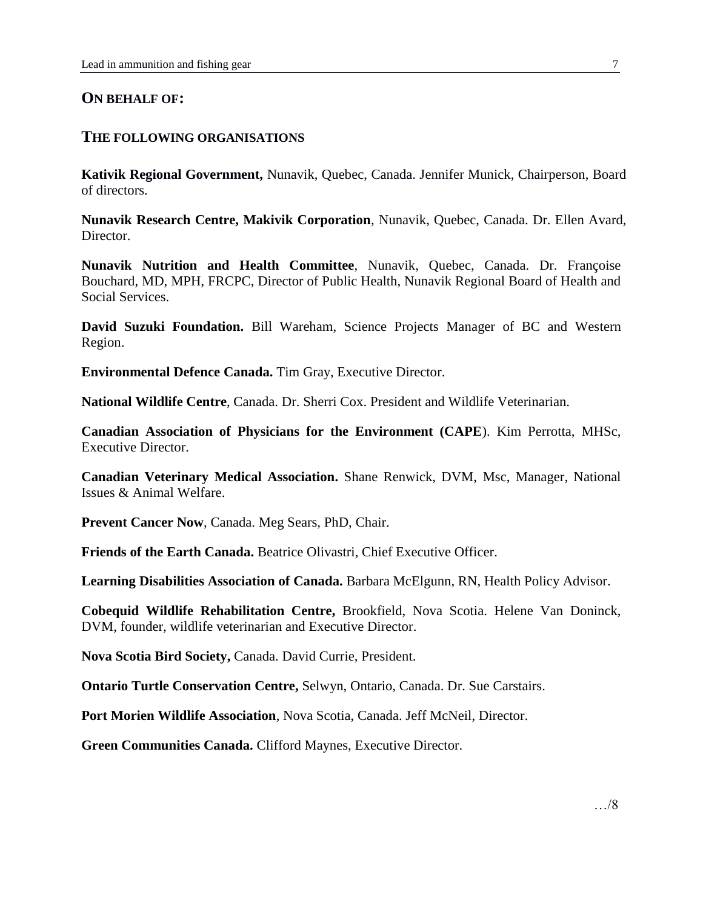## ON BEHALF OF:

## THE FOLLOWING ORGANISATIONS

**Kativik Regional Government,** Nunavik, Quebec, Canada. Jennifer Munick, Chairperson, Board of directors.

**Nunavik Research Centre, Makivik Corporation**, Nunavik, Quebec, Canada. Dr. Ellen Avard, Director.

**Nunavik Nutrition and Health Committee**, Nunavik, Quebec, Canada. Dr. Françoise Bouchard, MD, MPH, FRCPC, Director of Public Health, Nunavik Regional Board of Health and Social Services.

**David Suzuki Foundation.** Bill Wareham, Science Projects Manager of BC and Western Region.

**Environmental Defence Canada.** Tim Gray, Executive Director.

**National Wildlife Centre**, Canada. Dr. Sherri Cox. President and Wildlife Veterinarian.

**Canadian Association of Physicians for the Environment (CAPE**). Kim Perrotta, MHSc, Executive Director.

**Canadian Veterinary Medical Association.** Shane Renwick, DVM, Msc, Manager, National Issues & Animal Welfare.

**Prevent Cancer Now**, Canada. Meg Sears, PhD, Chair.

**Friends of the Earth Canada.** Beatrice Olivastri, Chief Executive Officer.

**Learning Disabilities Association of Canada.** Barbara McElgunn, RN, Health Policy Advisor.

**Cobequid Wildlife Rehabilitation Centre,** Brookfield, Nova Scotia. Helene Van Doninck, DVM, founder, wildlife veterinarian and Executive Director.

**Nova Scotia Bird Society,** Canada. David Currie, President.

**Ontario Turtle Conservation Centre,** Selwyn, Ontario, Canada. Dr. Sue Carstairs.

**Port Morien Wildlife Association**, Nova Scotia, Canada. Jeff McNeil, Director.

**Green Communities Canada.** Clifford Maynes, Executive Director.

…/8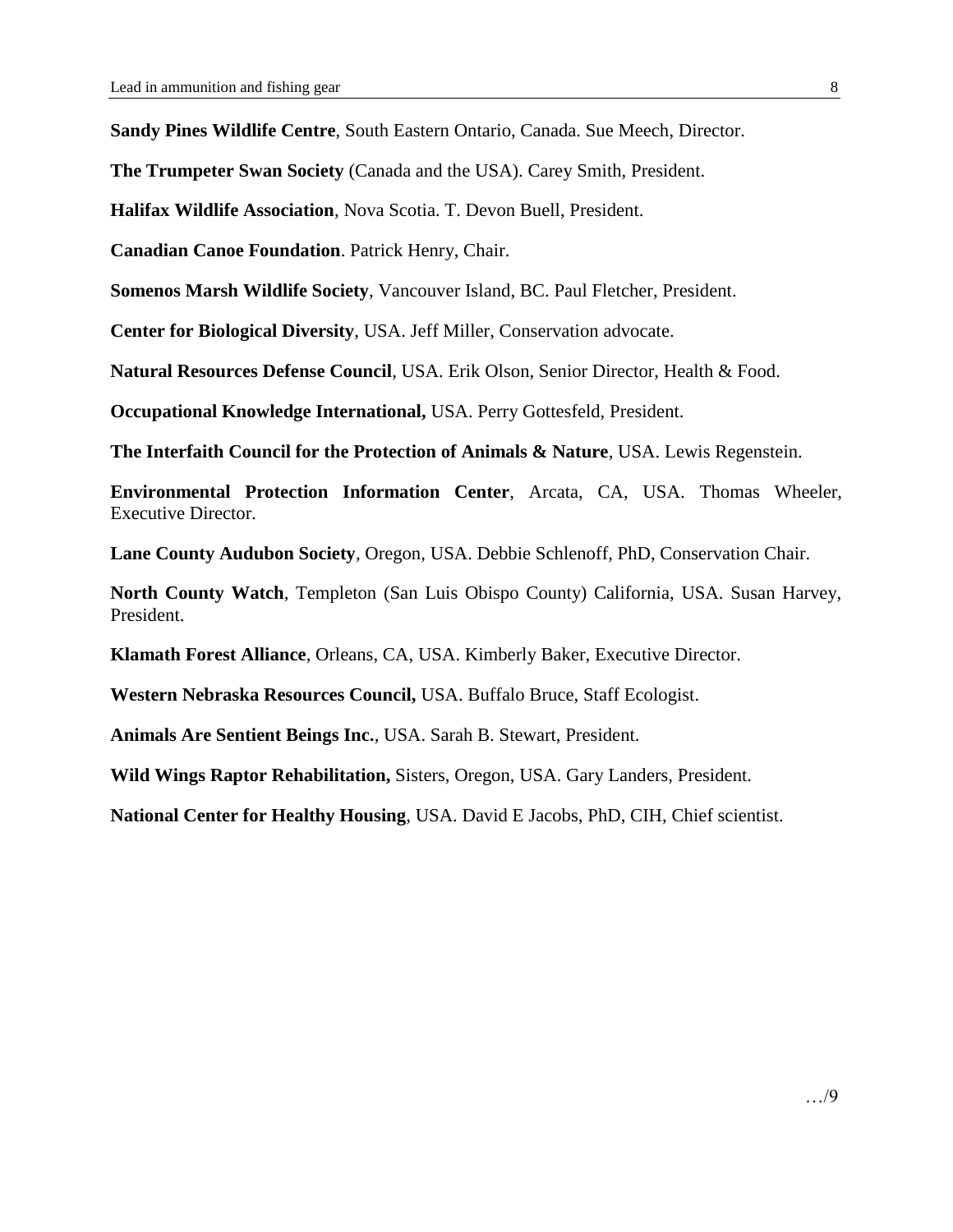**Sandy Pines Wildlife Centre**, South Eastern Ontario, Canada. Sue Meech, Director.

**The Trumpeter Swan Society** (Canada and the USA). Carey Smith, President.

**Halifax Wildlife Association**, Nova Scotia. T. Devon Buell, President.

**Canadian Canoe Foundation**. Patrick Henry, Chair.

**Somenos Marsh Wildlife Society**, Vancouver Island, BC. Paul Fletcher, President.

**Center for Biological Diversity**, USA. Jeff Miller, Conservation advocate.

**Natural Resources Defense Council**, USA. Erik Olson, Senior Director, Health & Food.

**Occupational Knowledge International,** USA. Perry Gottesfeld, President.

**The Interfaith Council for the Protection of Animals & Nature**, USA. Lewis Regenstein.

**Environmental Protection Information Center**, Arcata, CA, USA. Thomas Wheeler, Executive Director.

**Lane County Audubon Society**, Oregon, USA. Debbie Schlenoff, PhD, Conservation Chair.

**North County Watch**, Templeton (San Luis Obispo County) California, USA. Susan Harvey, President.

**Klamath Forest Alliance**, Orleans, CA, USA. Kimberly Baker, Executive Director.

**Western Nebraska Resources Council,** USA. Buffalo Bruce, Staff Ecologist.

**Animals Are Sentient Beings Inc.**, USA. Sarah B. Stewart, President.

**Wild Wings Raptor Rehabilitation,** Sisters, Oregon, USA. Gary Landers, President.

**National Center for Healthy Housing**, USA. David E Jacobs, PhD, CIH, Chief scientist.

…/9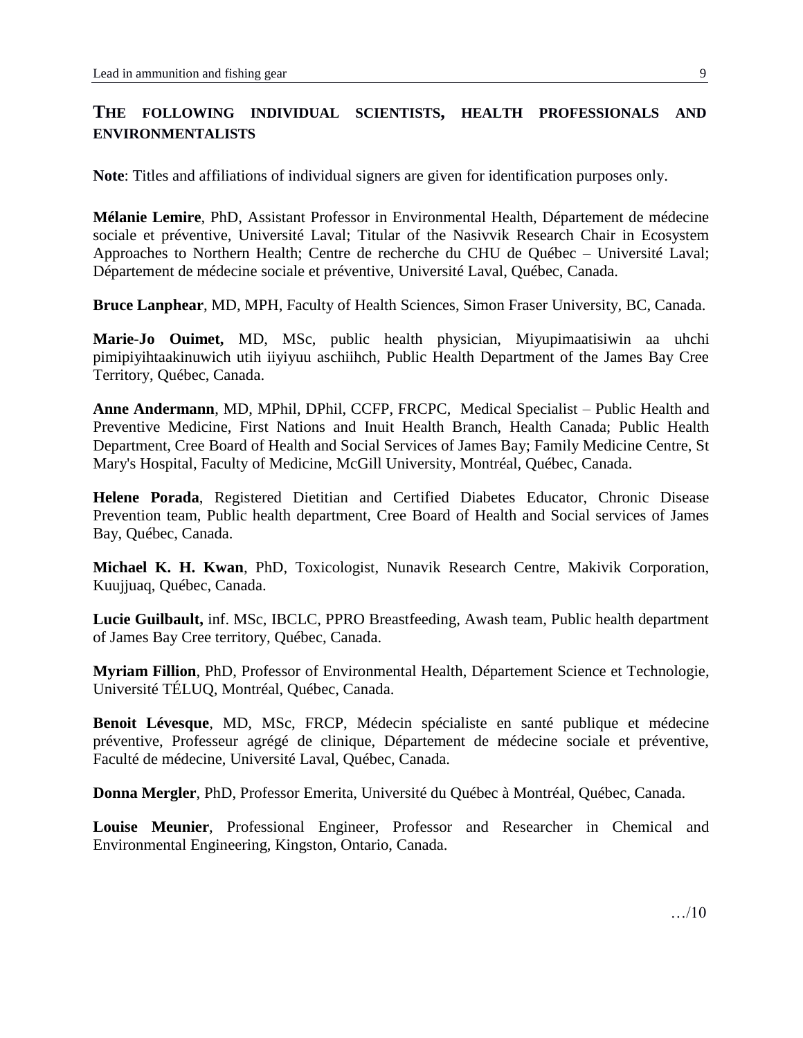## THE FOLLOWING INDIVIDUAL SCIENTISTS, HEALTH PROFESSIONALS AND ENVIRONMENTALISTS

**Note**: Titles and affiliations of individual signers are given for identification purposes only.

**Mélanie Lemire**, PhD, Assistant Professor in Environmental Health, Département de médecine sociale et préventive, Université Laval; Titular of the Nasivvik Research Chair in Ecosystem Approaches to Northern Health; Centre de recherche du CHU de Québec – Université Laval; Département de médecine sociale et préventive, Université Laval, Québec, Canada.

**Bruce Lanphear**, MD, MPH, Faculty of Health Sciences, Simon Fraser University, BC, Canada.

**Marie-Jo Ouimet,** MD, MSc, public health physician, Miyupimaatisiwin aa uhchi pimipiyihtaakinuwich utih iiyiyuu aschiihch, Public Health Department of the James Bay Cree Territory, Québec, Canada.

**Anne Andermann**, MD, MPhil, DPhil, CCFP, FRCPC, Medical Specialist – Public Health and Preventive Medicine, First Nations and Inuit Health Branch, Health Canada; Public Health Department, Cree Board of Health and Social Services of James Bay; Family Medicine Centre, St Mary's Hospital, Faculty of Medicine, McGill University, Montréal, Québec, Canada.

**Helene Porada**, Registered Dietitian and Certified Diabetes Educator, Chronic Disease Prevention team, Public health department, Cree Board of Health and Social services of James Bay, Québec, Canada.

**Michael K. H. Kwan**, PhD, Toxicologist, Nunavik Research Centre, Makivik Corporation, Kuujjuaq, Québec, Canada.

**Lucie Guilbault,** inf. MSc, IBCLC, PPRO Breastfeeding, Awash team, Public health department of James Bay Cree territory, Québec, Canada.

**Myriam Fillion**, PhD, Professor of Environmental Health, Département Science et Technologie, Université TÉLUQ, Montréal, Québec, Canada.

**Benoit Lévesque**, MD, MSc, FRCP, Médecin spécialiste en santé publique et médecine préventive, Professeur agrégé de clinique, Département de médecine sociale et préventive, Faculté de médecine, Université Laval, Québec, Canada.

**Donna Mergler**, PhD, Professor Emerita, Université du Québec à Montréal, Québec, Canada.

**Louise Meunier**, Professional Engineer, Professor and Researcher in Chemical and Environmental Engineering, Kingston, Ontario, Canada.

…/10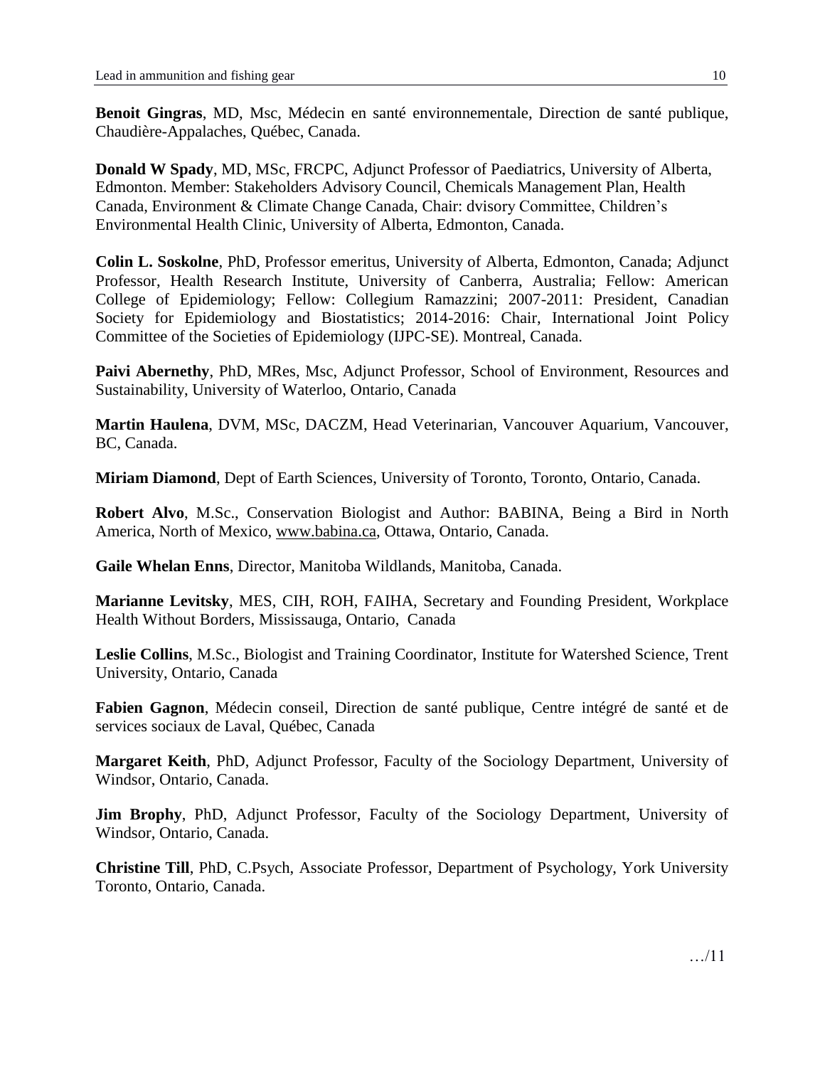**Benoit Gingras**, MD, Msc, Médecin en santé environnementale, Direction de santé publique, Chaudière-Appalaches, Québec, Canada.

**Donald W Spady**, MD, MSc, FRCPC, Adjunct Professor of Paediatrics, University of Alberta, Edmonton. Member: Stakeholders Advisory Council, Chemicals Management Plan, Health Canada, Environment & Climate Change Canada, Chair: dvisory Committee, Children's Environmental Health Clinic, University of Alberta, Edmonton, Canada.

**Colin L. Soskolne**, PhD, Professor emeritus, University of Alberta, Edmonton, Canada; Adjunct Professor, Health Research Institute, University of Canberra, Australia; Fellow: American College of Epidemiology; Fellow: Collegium Ramazzini; 2007-2011: President, Canadian Society for Epidemiology and Biostatistics; 2014-2016: Chair, International Joint Policy Committee of the Societies of Epidemiology (IJPC-SE). Montreal, Canada.

**Paivi Abernethy**, PhD, MRes, Msc, Adjunct Professor, School of Environment, Resources and Sustainability, University of Waterloo, Ontario, Canada

**Martin Haulena**, DVM, MSc, DACZM, Head Veterinarian, Vancouver Aquarium, Vancouver, BC, Canada.

**Miriam Diamond**, Dept of Earth Sciences, University of Toronto, Toronto, Ontario, Canada.

**Robert Alvo**, M.Sc., Conservation Biologist and Author: BABINA, Being a Bird in North America, North of Mexico, www.babina.ca, Ottawa, Ontario, Canada.

**Gaile Whelan Enns**, Director, Manitoba Wildlands, Manitoba, Canada.

**Marianne Levitsky**, MES, CIH, ROH, FAIHA, Secretary and Founding President, Workplace Health Without Borders, Mississauga, Ontario, Canada

**Leslie Collins**, M.Sc., Biologist and Training Coordinator, Institute for Watershed Science, Trent University, Ontario, Canada

**Fabien Gagnon**, Médecin conseil, Direction de santé publique, Centre intégré de santé et de services sociaux de Laval, Québec, Canada

**Margaret Keith**, PhD, Adjunct Professor, Faculty of the Sociology Department, University of Windsor, Ontario, Canada.

**Jim Brophy**, PhD, Adjunct Professor, Faculty of the Sociology Department, University of Windsor, Ontario, Canada.

**Christine Till**, PhD, C.Psych, Associate Professor, Department of Psychology, York University Toronto, Ontario, Canada.

…/11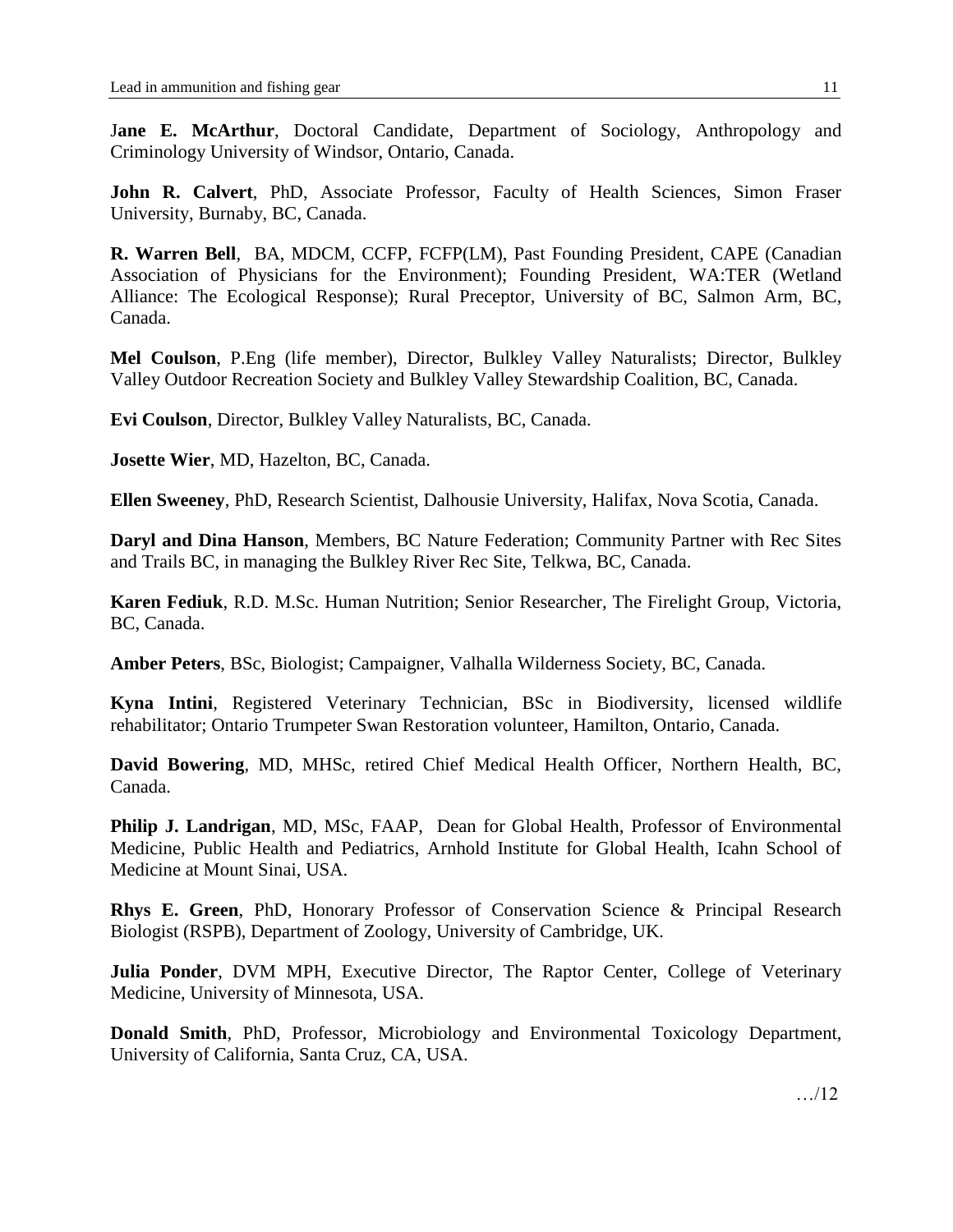**Jane E. McArthur**, Doctoral Candidate, Department of Sociology, Anthropology and Criminology University of Windsor, Ontario, Canada.

**John R. Calvert**, PhD, Associate Professor, Faculty of Health Sciences, Simon Fraser University, Burnaby, BC, Canada.

**R. Warren Bell**, BA, MDCM, CCFP, FCFP(LM), Past Founding President, CAPE (Canadian Association of Physicians for the Environment); Founding President, WA:TER (Wetland Alliance: The Ecological Response); Rural Preceptor, University of BC, Salmon Arm, BC, Canada.

**Mel Coulson**, P.Eng (life member), Director, Bulkley Valley Naturalists; Director, Bulkley Valley Outdoor Recreation Society and Bulkley Valley Stewardship Coalition, BC, Canada.

**Evi Coulson**, Director, Bulkley Valley Naturalists, BC, Canada.

**Josette Wier**, MD, Hazelton, BC, Canada.

**Ellen Sweeney**, PhD, Research Scientist, Dalhousie University, Halifax, Nova Scotia, Canada.

**Daryl and Dina Hanson**, Members, BC Nature Federation; Community Partner with Rec Sites and Trails BC, in managing the Bulkley River Rec Site, Telkwa, BC, Canada.

**Karen Fediuk**, R.D. M.Sc. Human Nutrition; Senior Researcher, The Firelight Group, Victoria, BC, Canada.

**Amber Peters**, BSc, Biologist; Campaigner, Valhalla Wilderness Society, BC, Canada.

**Kyna Intini**, Registered Veterinary Technician, BSc in Biodiversity, licensed wildlife rehabilitator; Ontario Trumpeter Swan Restoration volunteer, Hamilton, Ontario, Canada.

**David Bowering**, MD, MHSc, retired Chief Medical Health Officer, Northern Health, BC, Canada.

**Philip J. Landrigan**, MD, MSc, FAAP, Dean for Global Health, Professor of Environmental Medicine, Public Health and Pediatrics, Arnhold Institute for Global Health, Icahn School of Medicine at Mount Sinai, USA.

**Rhys E. Green**, PhD, Honorary Professor of Conservation Science & Principal Research Biologist (RSPB), Department of Zoology, University of Cambridge, UK.

**Julia Ponder**, DVM MPH, Executive Director, The Raptor Center, College of Veterinary Medicine, University of Minnesota, USA.

**Donald Smith**, PhD, Professor, Microbiology and Environmental Toxicology Department, University of California, Santa Cruz, CA, USA.

…/12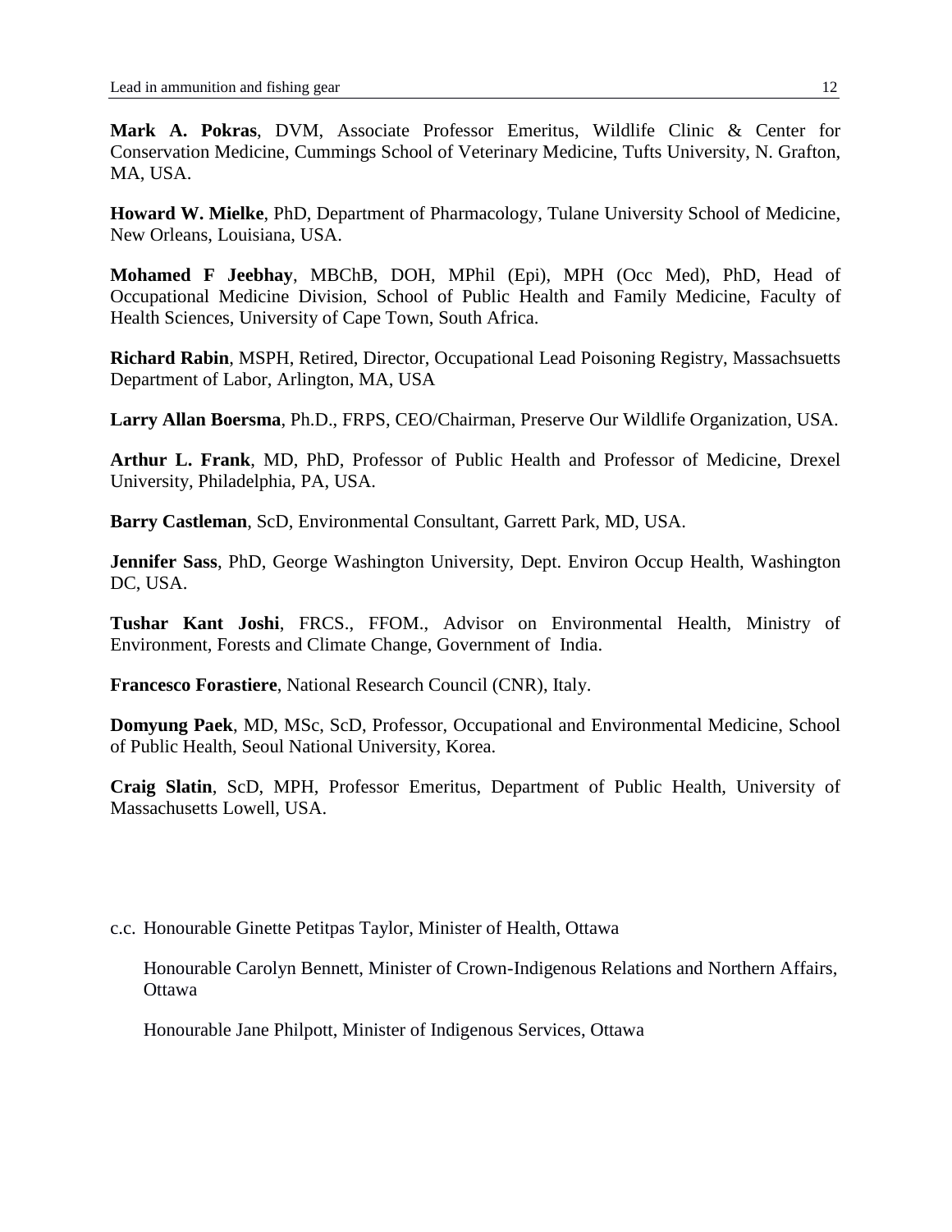**Mark A. Pokras**, DVM, Associate Professor Emeritus, Wildlife Clinic & Center for Conservation Medicine, Cummings School of Veterinary Medicine, Tufts University, N. Grafton, MA, USA.

**Howard W. Mielke**, PhD, Department of Pharmacology, Tulane University School of Medicine, New Orleans, Louisiana, USA.

**Mohamed F Jeebhay**, MBChB, DOH, MPhil (Epi), MPH (Occ Med), PhD, Head of Occupational Medicine Division, School of Public Health and Family Medicine, Faculty of Health Sciences, University of Cape Town, South Africa.

**Richard Rabin**, MSPH, Retired, Director, Occupational Lead Poisoning Registry, Massachsuetts Department of Labor, Arlington, MA, USA

**Larry Allan Boersma**, Ph.D., FRPS, CEO/Chairman, Preserve Our Wildlife Organization, USA.

**Arthur L. Frank**, MD, PhD, Professor of Public Health and Professor of Medicine, Drexel University, Philadelphia, PA, USA.

**Barry Castleman**, ScD, Environmental Consultant, Garrett Park, MD, USA.

**Jennifer Sass**, PhD, George Washington University, Dept. Environ Occup Health, Washington DC, USA.

**Tushar Kant Joshi**, FRCS., FFOM., Advisor on Environmental Health, Ministry of Environment, Forests and Climate Change, Government of India.

**Francesco Forastiere**, National Research Council (CNR), Italy.

**Domyung Paek**, MD, MSc, ScD, Professor, Occupational and Environmental Medicine, School of Public Health, Seoul National University, Korea.

**Craig Slatin**, ScD, MPH, Professor Emeritus, Department of Public Health, University of Massachusetts Lowell, USA.

c.c. Honourable Ginette Petitpas Taylor, Minister of Health, Ottawa

Honourable Carolyn Bennett, Minister of Crown-Indigenous Relations and Northern Affairs, Ottawa

Honourable Jane Philpott, Minister of Indigenous Services, Ottawa